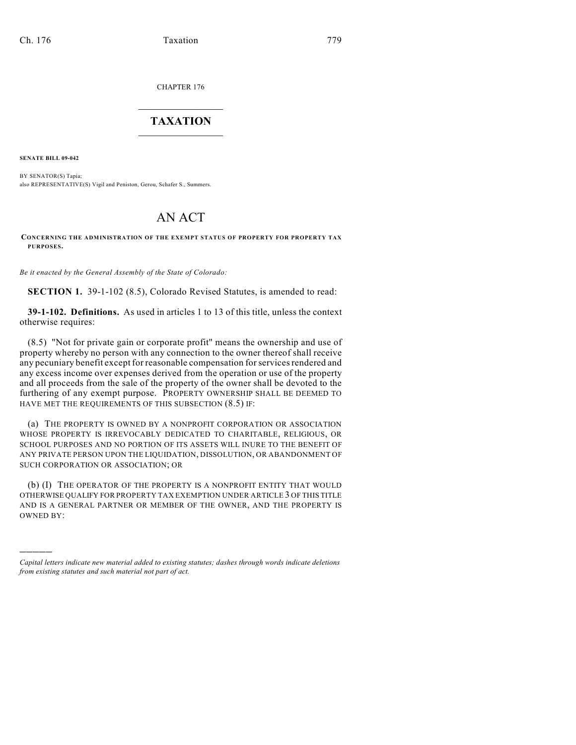CHAPTER 176

# TAXATION

**SENATE BILL 09-042**

BY SENATOR(S) Tapia;
also REPRESENTATIVE(S) Vigil and Peniston, Gerou, Schafer S., Summers.

# AN ACT

**CONCERNING THE ADMINISTRATION OF THE EXEMPT STATUS OF PROPERTY FOR PROPERTY TAX PURPOSES.**

*Be it enacted by the General Assembly of the State of Colorado:*

**SECTION 1.** 39-1-102 (8.5), Colorado Revised Statutes, is amended to read:

**39-1-102. Definitions.** As used in articles 1 to 13 of this title, unless the context otherwise requires:

(8.5) "Not for private gain or corporate profit" means the ownership and use of property whereby no person with any connection to the owner thereof shall receive any pecuniary benefit except for reasonable compensation for services rendered and any excess income over expenses derived from the operation or use of the property and all proceeds from the sale of the property of the owner shall be devoted to the furthering of any exempt purpose. PROPERTY OWNERSHIP SHALL BE DEEMED TO HAVE MET THE REQUIREMENTS OF THIS SUBSECTION (8.5) IF:

(a) THE PROPERTY IS OWNED BY A NONPROFIT CORPORATION OR ASSOCIATION WHOSE PROPERTY IS IRREVOCABLY DEDICATED TO CHARITABLE, RELIGIOUS, OR SCHOOL PURPOSES AND NO PORTION OF ITS ASSETS WILL INURE TO THE BENEFIT OF ANY PRIVATE PERSON UPON THE LIQUIDATION, DISSOLUTION, OR ABANDONMENT OF SUCH CORPORATION OR ASSOCIATION; OR

(b) (I) THE OPERATOR OF THE PROPERTY IS A NONPROFIT ENTITY THAT WOULD OTHERWISE QUALIFY FOR PROPERTY TAX EXEMPTION UNDER ARTICLE 3 OF THIS TITLE AND IS A GENERAL PARTNER OR MEMBER OF THE OWNER, AND THE PROPERTY IS OWNED BY:

---

*Capital letters indicate new material added to existing statutes; dashes through words indicate deletions from existing statutes and such material not part of act.*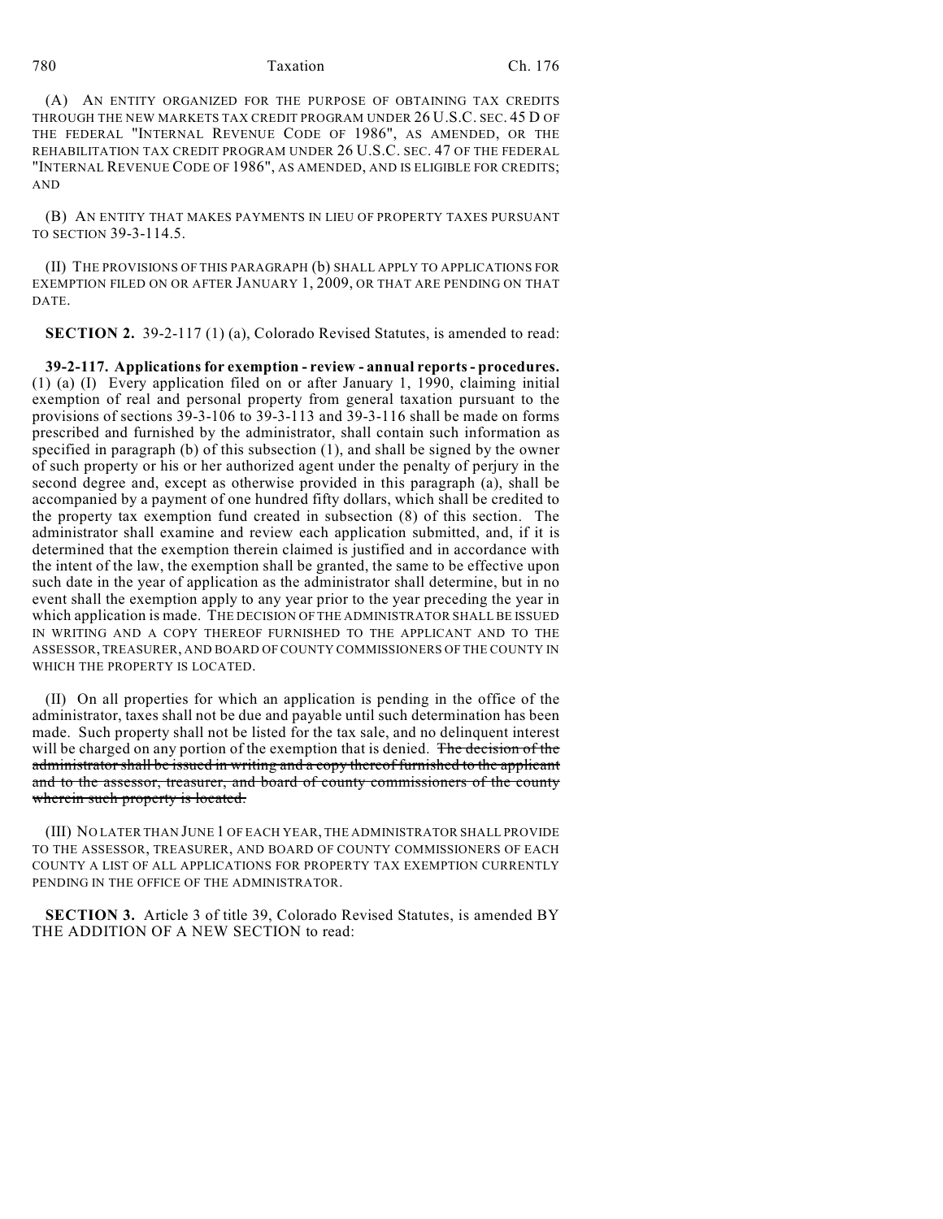(A) AN ENTITY ORGANIZED FOR THE PURPOSE OF OBTAINING TAX CREDITS THROUGH THE NEW MARKETS TAX CREDIT PROGRAM UNDER 26 U.S.C. SEC. 45 D OF THE FEDERAL "INTERNAL REVENUE CODE OF 1986", AS AMENDED, OR THE REHABILITATION TAX CREDIT PROGRAM UNDER 26 U.S.C. SEC. 47 OF THE FEDERAL "INTERNAL REVENUE CODE OF 1986", AS AMENDED, AND IS ELIGIBLE FOR CREDITS; AND

(B) AN ENTITY THAT MAKES PAYMENTS IN LIEU OF PROPERTY TAXES PURSUANT TO SECTION 39-3-114.5.

(II) THE PROVISIONS OF THIS PARAGRAPH (b) SHALL APPLY TO APPLICATIONS FOR EXEMPTION FILED ON OR AFTER JANUARY 1, 2009, OR THAT ARE PENDING ON THAT DATE.

**SECTION 2.** 39-2-117 (1) (a), Colorado Revised Statutes, is amended to read:

**39-2-117. Applications for exemption - review - annual reports - procedures.** (1) (a) (I) Every application filed on or after January 1, 1990, claiming initial exemption of real and personal property from general taxation pursuant to the provisions of sections 39-3-106 to 39-3-113 and 39-3-116 shall be made on forms prescribed and furnished by the administrator, shall contain such information as specified in paragraph (b) of this subsection (1), and shall be signed by the owner of such property or his or her authorized agent under the penalty of perjury in the second degree and, except as otherwise provided in this paragraph (a), shall be accompanied by a payment of one hundred fifty dollars, which shall be credited to the property tax exemption fund created in subsection (8) of this section. The administrator shall examine and review each application submitted, and, if it is determined that the exemption therein claimed is justified and in accordance with the intent of the law, the exemption shall be granted, the same to be effective upon such date in the year of application as the administrator shall determine, but in no event shall the exemption apply to any year prior to the year preceding the year in which application is made. THE DECISION OF THE ADMINISTRATOR SHALL BE ISSUED IN WRITING AND A COPY THEREOF FURNISHED TO THE APPLICANT AND TO THE ASSESSOR, TREASURER, AND BOARD OF COUNTY COMMISSIONERS OF THE COUNTY IN WHICH THE PROPERTY IS LOCATED.

(II) On all properties for which an application is pending in the office of the administrator, taxes shall not be due and payable until such determination has been made. Such property shall not be listed for the tax sale, and no delinquent interest will be charged on any portion of the exemption that is denied. ~~The decision of the administrator shall be issued in writing and a copy thereof furnished to the applicant and to the assessor, treasurer, and board of county commissioners of the county wherein such property is located.~~

(III) NO LATER THAN JUNE 1 OF EACH YEAR, THE ADMINISTRATOR SHALL PROVIDE TO THE ASSESSOR, TREASURER, AND BOARD OF COUNTY COMMISSIONERS OF EACH COUNTY A LIST OF ALL APPLICATIONS FOR PROPERTY TAX EXEMPTION CURRENTLY PENDING IN THE OFFICE OF THE ADMINISTRATOR.

**SECTION 3.** Article 3 of title 39, Colorado Revised Statutes, is amended BY THE ADDITION OF A NEW SECTION to read: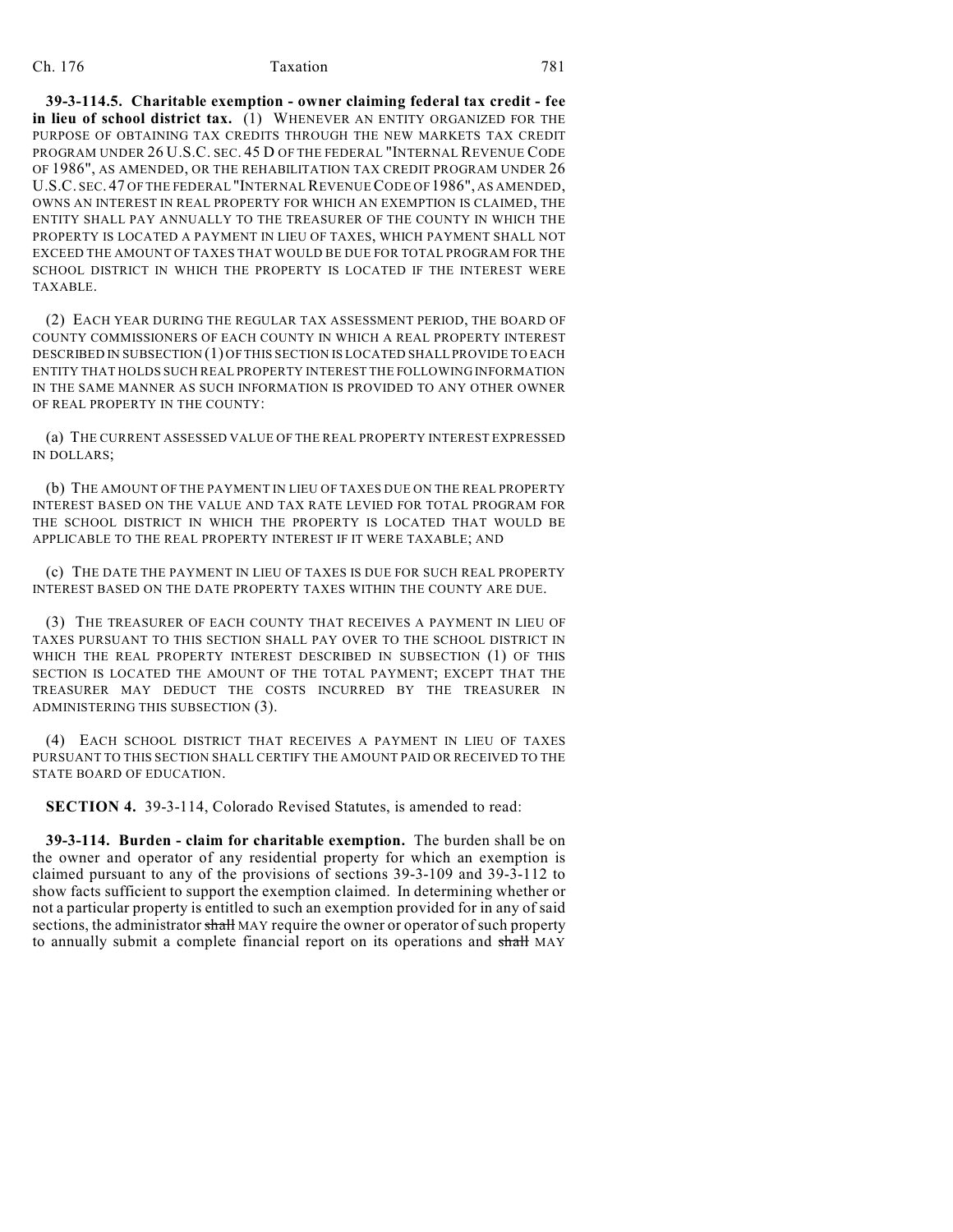**39-3-114.5. Charitable exemption - owner claiming federal tax credit - fee in lieu of school district tax.** (1) WHENEVER AN ENTITY ORGANIZED FOR THE PURPOSE OF OBTAINING TAX CREDITS THROUGH THE NEW MARKETS TAX CREDIT PROGRAM UNDER 26 U.S.C. SEC. 45 D OF THE FEDERAL "INTERNAL REVENUE CODE OF 1986", AS AMENDED, OR THE REHABILITATION TAX CREDIT PROGRAM UNDER 26 U.S.C. SEC. 47 OF THE FEDERAL "INTERNAL REVENUE CODE OF 1986", AS AMENDED, OWNS AN INTEREST IN REAL PROPERTY FOR WHICH AN EXEMPTION IS CLAIMED, THE ENTITY SHALL PAY ANNUALLY TO THE TREASURER OF THE COUNTY IN WHICH THE PROPERTY IS LOCATED A PAYMENT IN LIEU OF TAXES, WHICH PAYMENT SHALL NOT EXCEED THE AMOUNT OF TAXES THAT WOULD BE DUE FOR TOTAL PROGRAM FOR THE SCHOOL DISTRICT IN WHICH THE PROPERTY IS LOCATED IF THE INTEREST WERE TAXABLE.

(2) EACH YEAR DURING THE REGULAR TAX ASSESSMENT PERIOD, THE BOARD OF COUNTY COMMISSIONERS OF EACH COUNTY IN WHICH A REAL PROPERTY INTEREST DESCRIBED IN SUBSECTION (1) OF THIS SECTION IS LOCATED SHALL PROVIDE TO EACH ENTITY THAT HOLDS SUCH REAL PROPERTY INTEREST THE FOLLOWING INFORMATION IN THE SAME MANNER AS SUCH INFORMATION IS PROVIDED TO ANY OTHER OWNER OF REAL PROPERTY IN THE COUNTY:

(a) THE CURRENT ASSESSED VALUE OF THE REAL PROPERTY INTEREST EXPRESSED IN DOLLARS;

(b) THE AMOUNT OF THE PAYMENT IN LIEU OF TAXES DUE ON THE REAL PROPERTY INTEREST BASED ON THE VALUE AND TAX RATE LEVIED FOR TOTAL PROGRAM FOR THE SCHOOL DISTRICT IN WHICH THE PROPERTY IS LOCATED THAT WOULD BE APPLICABLE TO THE REAL PROPERTY INTEREST IF IT WERE TAXABLE; AND

(c) THE DATE THE PAYMENT IN LIEU OF TAXES IS DUE FOR SUCH REAL PROPERTY INTEREST BASED ON THE DATE PROPERTY TAXES WITHIN THE COUNTY ARE DUE.

(3) THE TREASURER OF EACH COUNTY THAT RECEIVES A PAYMENT IN LIEU OF TAXES PURSUANT TO THIS SECTION SHALL PAY OVER TO THE SCHOOL DISTRICT IN WHICH THE REAL PROPERTY INTEREST DESCRIBED IN SUBSECTION (1) OF THIS SECTION IS LOCATED THE AMOUNT OF THE TOTAL PAYMENT; EXCEPT THAT THE TREASURER MAY DEDUCT THE COSTS INCURRED BY THE TREASURER IN ADMINISTERING THIS SUBSECTION (3).

(4) EACH SCHOOL DISTRICT THAT RECEIVES A PAYMENT IN LIEU OF TAXES PURSUANT TO THIS SECTION SHALL CERTIFY THE AMOUNT PAID OR RECEIVED TO THE STATE BOARD OF EDUCATION.

**SECTION 4.** 39-3-114, Colorado Revised Statutes, is amended to read:

**39-3-114. Burden - claim for charitable exemption.** The burden shall be on the owner and operator of any residential property for which an exemption is claimed pursuant to any of the provisions of sections 39-3-109 and 39-3-112 to show facts sufficient to support the exemption claimed. In determining whether or not a particular property is entitled to such an exemption provided for in any of said sections, the administrator ~~shall~~ MAY require the owner or operator of such property to annually submit a complete financial report on its operations and ~~shall~~ MAY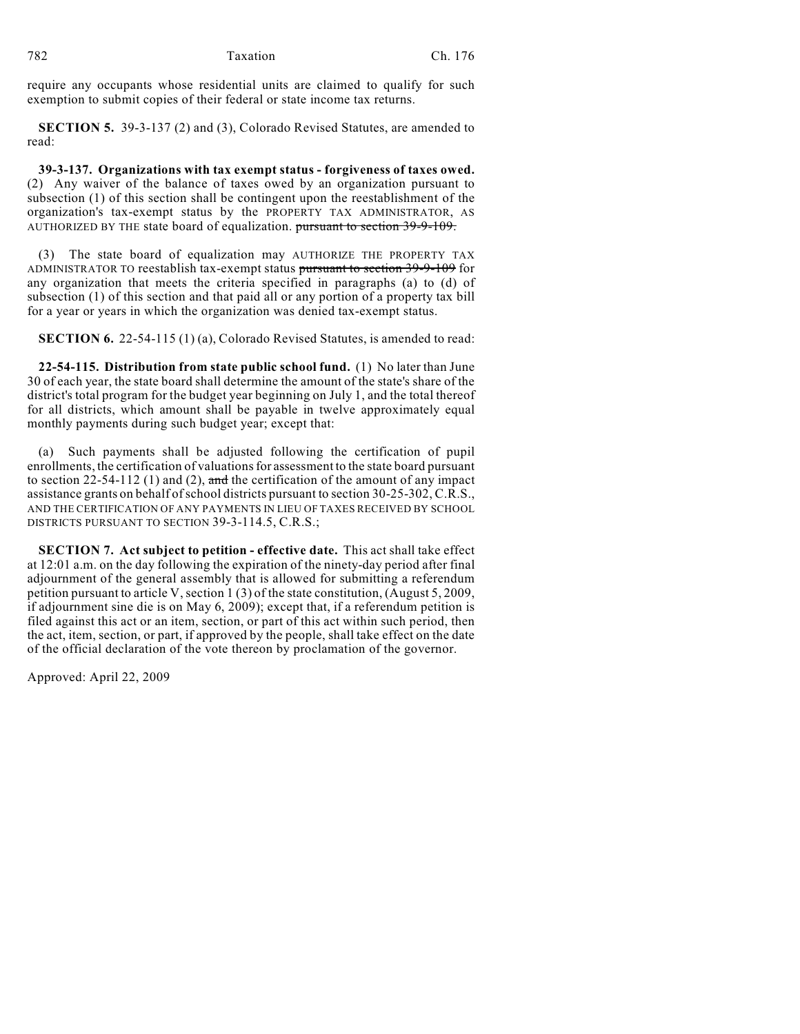require any occupants whose residential units are claimed to qualify for such exemption to submit copies of their federal or state income tax returns.

**SECTION 5.** 39-3-137 (2) and (3), Colorado Revised Statutes, are amended to read:

**39-3-137. Organizations with tax exempt status - forgiveness of taxes owed.** (2) Any waiver of the balance of taxes owed by an organization pursuant to subsection (1) of this section shall be contingent upon the reestablishment of the organization's tax-exempt status by the PROPERTY TAX ADMINISTRATOR, AS AUTHORIZED BY THE state board of equalization. ~~pursuant to section 39-9-109.~~

(3) The state board of equalization may AUTHORIZE THE PROPERTY TAX ADMINISTRATOR TO reestablish tax-exempt status ~~pursuant to section 39-9-109~~ for any organization that meets the criteria specified in paragraphs (a) to (d) of subsection (1) of this section and that paid all or any portion of a property tax bill for a year or years in which the organization was denied tax-exempt status.

**SECTION 6.** 22-54-115 (1) (a), Colorado Revised Statutes, is amended to read:

**22-54-115. Distribution from state public school fund.** (1) No later than June 30 of each year, the state board shall determine the amount of the state's share of the district's total program for the budget year beginning on July 1, and the total thereof for all districts, which amount shall be payable in twelve approximately equal monthly payments during such budget year; except that:

(a) Such payments shall be adjusted following the certification of pupil enrollments, the certification of valuations for assessment to the state board pursuant to section 22-54-112 (1) and (2), ~~and~~ the certification of the amount of any impact assistance grants on behalf of school districts pursuant to section 30-25-302, C.R.S., AND THE CERTIFICATION OF ANY PAYMENTS IN LIEU OF TAXES RECEIVED BY SCHOOL DISTRICTS PURSUANT TO SECTION 39-3-114.5, C.R.S.;

**SECTION 7. Act subject to petition - effective date.** This act shall take effect at 12:01 a.m. on the day following the expiration of the ninety-day period after final adjournment of the general assembly that is allowed for submitting a referendum petition pursuant to article V, section 1 (3) of the state constitution, (August 5, 2009, if adjournment sine die is on May 6, 2009); except that, if a referendum petition is filed against this act or an item, section, or part of this act within such period, then the act, item, section, or part, if approved by the people, shall take effect on the date of the official declaration of the vote thereon by proclamation of the governor.

Approved: April 22, 2009